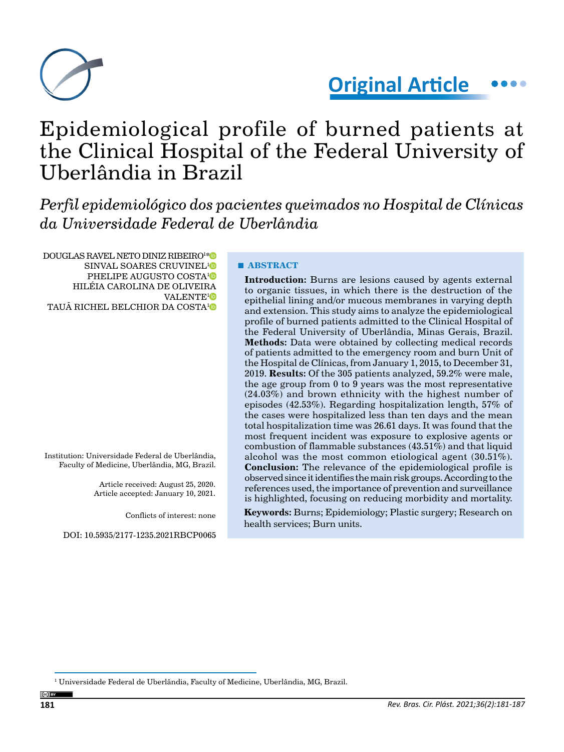Original Article

# Epidemiological profile of burned patients at the Clinical Hospital of the Federal University of Uberlândia in Brazil

## *Perfil epidemiológico dos pacientes queimados no Hospital de Clínicas da Universidade Federal de Uberlândia*

DOUGLAS RAVEL NETO DINIZ RIBEIRO[1]*
SINVAL SOARES CRUVINEL[1]
PHELIPE AUGUSTO COSTA[1]
HILÉIA CAROLINA DE OLIVEIRA VALENTE[1]
TAUÃ RICHEL BELCHIOR DA COSTA[1]

Institution: Universidade Federal de Uberlândia, Faculty of Medicine, Uberlândia, MG, Brazil.

Article received: August 25, 2020.
Article accepted: January 10, 2021.

Conflicts of interest: none

DOI: 10.5935/2177-1235.2021RBCP0065

### ■ ABSTRACT

**Introduction:** Burns are lesions caused by agents external to organic tissues, in which there is the destruction of the epithelial lining and/or mucous membranes in varying depth and extension. This study aims to analyze the epidemiological profile of burned patients admitted to the Clinical Hospital of the Federal University of Uberlândia, Minas Gerais, Brazil. **Methods:** Data were obtained by collecting medical records of patients admitted to the emergency room and burn Unit of the Hospital de Clínicas, from January 1, 2015, to December 31, 2019. **Results:** Of the 305 patients analyzed, 59.2% were male, the age group from 0 to 9 years was the most representative (24.03%) and brown ethnicity with the highest number of episodes (42.53%). Regarding hospitalization length, 57% of the cases were hospitalized less than ten days and the mean total hospitalization time was 26.61 days. It was found that the most frequent incident was exposure to explosive agents or combustion of flammable substances (43.51%) and that liquid alcohol was the most common etiological agent (30.51%). **Conclusion:** The relevance of the epidemiological profile is observed since it identifies the main risk groups. According to the references used, the importance of prevention and surveillance is highlighted, focusing on reducing morbidity and mortality.

**Keywords:** Burns; Epidemiology; Plastic surgery; Research on health services; Burn units.

[1] Universidade Federal de Uberlândia, Faculty of Medicine, Uberlândia, MG, Brazil.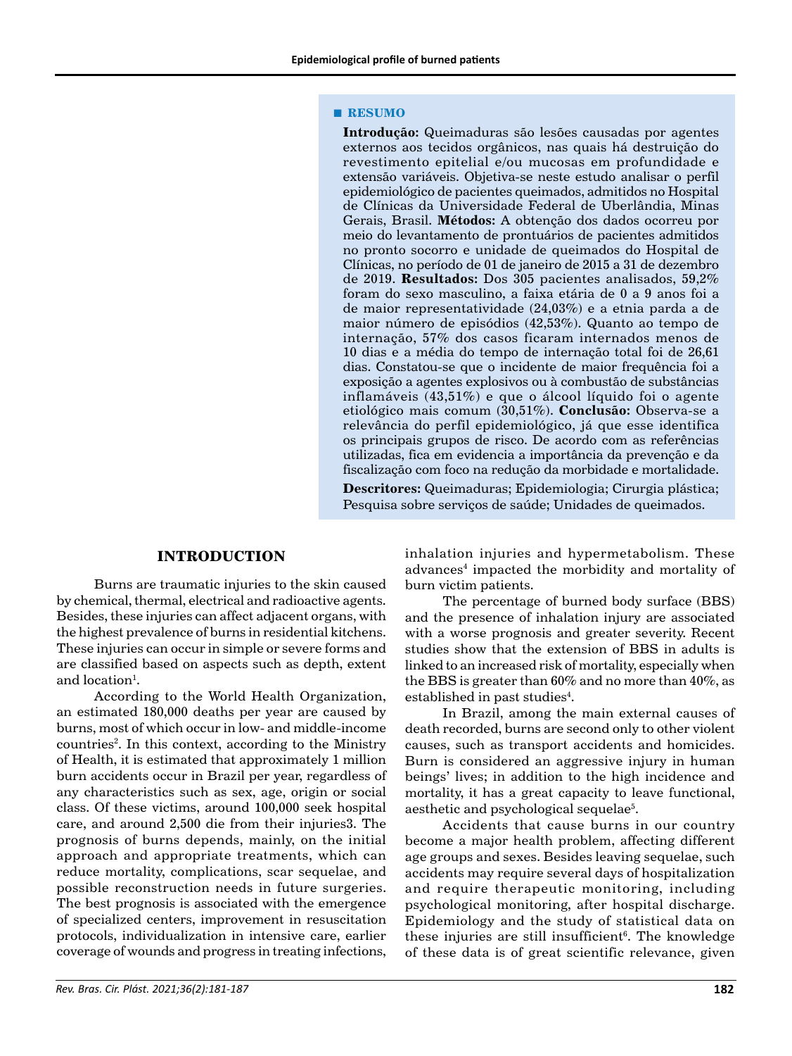## ■ RESUMO

**Introdução:** Queimaduras são lesões causadas por agentes externos aos tecidos orgânicos, nas quais há destruição do revestimento epitelial e/ou mucosas em profundidade e extensão variáveis. Objetiva-se neste estudo analisar o perfil epidemiológico de pacientes queimados, admitidos no Hospital de Clínicas da Universidade Federal de Uberlândia, Minas Gerais, Brasil. **Métodos:** A obtenção dos dados ocorreu por meio do levantamento de prontuários de pacientes admitidos no pronto socorro e unidade de queimados do Hospital de Clínicas, no período de 01 de janeiro de 2015 a 31 de dezembro de 2019. **Resultados:** Dos 305 pacientes analisados, 59,2% foram do sexo masculino, a faixa etária de 0 a 9 anos foi a de maior representatividade (24,03%) e a etnia parda a de maior número de episódios (42,53%). Quanto ao tempo de internação, 57% dos casos ficaram internados menos de 10 dias e a média do tempo de internação total foi de 26,61 dias. Constatou-se que o incidente de maior frequência foi a exposição a agentes explosivos ou à combustão de substâncias inflamáveis (43,51%) e que o álcool líquido foi o agente etiológico mais comum (30,51%). **Conclusão:** Observa-se a relevância do perfil epidemiológico, já que esse identifica os principais grupos de risco. De acordo com as referências utilizadas, fica em evidencia a importância da prevenção e da fiscalização com foco na redução da morbidade e mortalidade.

**Descritores:** Queimaduras; Epidemiologia; Cirurgia plástica; Pesquisa sobre serviços de saúde; Unidades de queimados.

## INTRODUCTION

Burns are traumatic injuries to the skin caused by chemical, thermal, electrical and radioactive agents. Besides, these injuries can affect adjacent organs, with the highest prevalence of burns in residential kitchens. These injuries can occur in simple or severe forms and are classified based on aspects such as depth, extent and location[1].

According to the World Health Organization, an estimated 180,000 deaths per year are caused by burns, most of which occur in low- and middle-income countries[2]. In this context, according to the Ministry of Health, it is estimated that approximately 1 million burn accidents occur in Brazil per year, regardless of any characteristics such as sex, age, origin or social class. Of these victims, around 100,000 seek hospital care, and around 2,500 die from their injuries3. The prognosis of burns depends, mainly, on the initial approach and appropriate treatments, which can reduce mortality, complications, scar sequelae, and possible reconstruction needs in future surgeries. The best prognosis is associated with the emergence of specialized centers, improvement in resuscitation protocols, individualization in intensive care, earlier coverage of wounds and progress in treating infections, inhalation injuries and hypermetabolism. These advances[4] impacted the morbidity and mortality of burn victim patients.

The percentage of burned body surface (BBS) and the presence of inhalation injury are associated with a worse prognosis and greater severity. Recent studies show that the extension of BBS in adults is linked to an increased risk of mortality, especially when the BBS is greater than 60% and no more than 40%, as established in past studies[4].

In Brazil, among the main external causes of death recorded, burns are second only to other violent causes, such as transport accidents and homicides. Burn is considered an aggressive injury in human beings' lives; in addition to the high incidence and mortality, it has a great capacity to leave functional, aesthetic and psychological sequelae[5].

Accidents that cause burns in our country become a major health problem, affecting different age groups and sexes. Besides leaving sequelae, such accidents may require several days of hospitalization and require therapeutic monitoring, including psychological monitoring, after hospital discharge. Epidemiology and the study of statistical data on these injuries are still insufficient[6]. The knowledge of these data is of great scientific relevance, given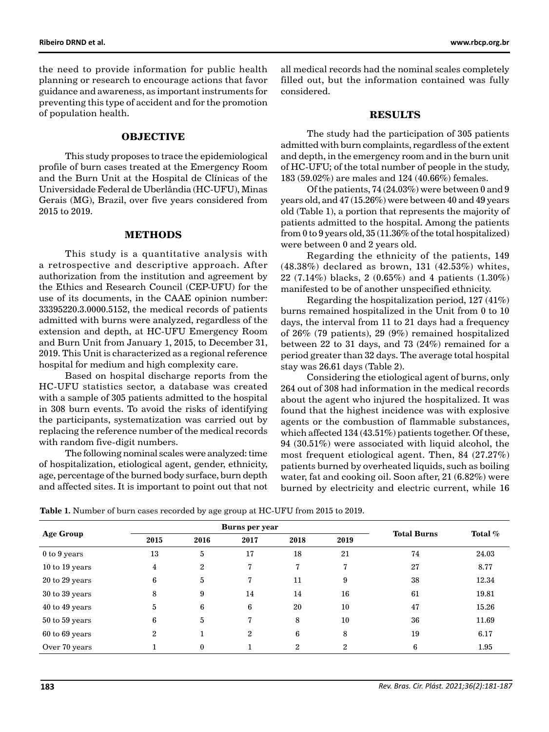the need to provide information for public health planning or research to encourage actions that favor guidance and awareness, as important instruments for preventing this type of accident and for the promotion of population health.

## OBJECTIVE

This study proposes to trace the epidemiological profile of burn cases treated at the Emergency Room and the Burn Unit at the Hospital de Clínicas of the Universidade Federal de Uberlândia (HC-UFU), Minas Gerais (MG), Brazil, over five years considered from 2015 to 2019.

## METHODS

This study is a quantitative analysis with a retrospective and descriptive approach. After authorization from the institution and agreement by the Ethics and Research Council (CEP-UFU) for the use of its documents, in the CAAE opinion number: 33395220.3.0000.5152, the medical records of patients admitted with burns were analyzed, regardless of the extension and depth, at HC-UFU Emergency Room and Burn Unit from January 1, 2015, to December 31, 2019. This Unit is characterized as a regional reference hospital for medium and high complexity care.

Based on hospital discharge reports from the HC-UFU statistics sector, a database was created with a sample of 305 patients admitted to the hospital in 308 burn events. To avoid the risks of identifying the participants, systematization was carried out by replacing the reference number of the medical records with random five-digit numbers.

The following nominal scales were analyzed: time of hospitalization, etiological agent, gender, ethnicity, age, percentage of the burned body surface, burn depth and affected sites. It is important to point out that not all medical records had the nominal scales completely filled out, but the information contained was fully considered.

## RESULTS

The study had the participation of 305 patients admitted with burn complaints, regardless of the extent and depth, in the emergency room and in the burn unit of HC-UFU; of the total number of people in the study, 183 (59.02%) are males and 124 (40.66%) females.

Of the patients, 74 (24.03%) were between 0 and 9 years old, and 47 (15.26%) were between 40 and 49 years old (Table 1), a portion that represents the majority of patients admitted to the hospital. Among the patients from 0 to 9 years old, 35 (11.36% of the total hospitalized) were between 0 and 2 years old.

Regarding the ethnicity of the patients, 149 (48.38%) declared as brown, 131 (42.53%) whites, 22 (7.14%) blacks, 2 (0.65%) and 4 patients (1.30%) manifested to be of another unspecified ethnicity.

Regarding the hospitalization period, 127 (41%) burns remained hospitalized in the Unit from 0 to 10 days, the interval from 11 to 21 days had a frequency of 26% (79 patients), 29 (9%) remained hospitalized between 22 to 31 days, and 73 (24%) remained for a period greater than 32 days. The average total hospital stay was 26.61 days (Table 2).

Considering the etiological agent of burns, only 264 out of 308 had information in the medical records about the agent who injured the hospitalized. It was found that the highest incidence was with explosive agents or the combustion of flammable substances, which affected 134 (43.51%) patients together. Of these, 94 (30.51%) were associated with liquid alcohol, the most frequent etiological agent. Then, 84 (27.27%) patients burned by overheated liquids, such as boiling water, fat and cooking oil. Soon after, 21 (6.82%) were burned by electricity and electric current, while 16

**Table 1.** Number of burn cases recorded by age group at HC-UFU from 2015 to 2019.

| Age Group | Burns per year | | | | | Total Burns | Total % |
|---|---|---|---|---|---|---|---|
| | 2015 | 2016 | 2017 | 2018 | 2019 | | |
| 0 to 9 years | 13 | 5 | 17 | 18 | 21 | 74 | 24.03 |
| 10 to 19 years | 4 | 2 | 7 | 7 | 7 | 27 | 8.77 |
| 20 to 29 years | 6 | 5 | 7 | 11 | 9 | 38 | 12.34 |
| 30 to 39 years | 8 | 9 | 14 | 14 | 16 | 61 | 19.81 |
| 40 to 49 years | 5 | 6 | 6 | 20 | 10 | 47 | 15.26 |
| 50 to 59 years | 6 | 5 | 7 | 8 | 10 | 36 | 11.69 |
| 60 to 69 years | 2 | 1 | 2 | 6 | 8 | 19 | 6.17 |
| Over 70 years | 1 | 0 | 1 | 2 | 2 | 6 | 1.95 |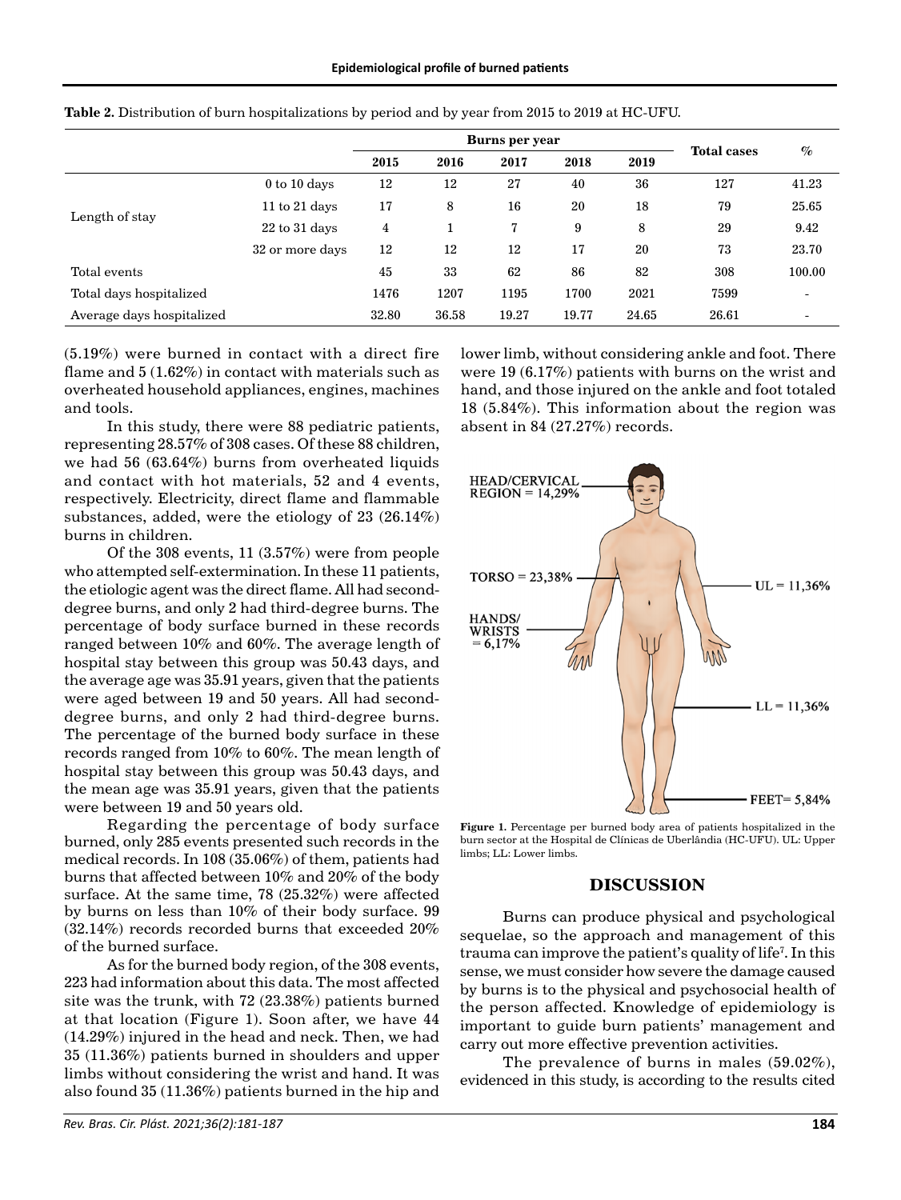**Table 2.** Distribution of burn hospitalizations by period and by year from 2015 to 2019 at HC-UFU.

| | | Burns per year | | | | | Total cases | % |
|---|---|---|---|---|---|---|---|---|
| | | 2015 | 2016 | 2017 | 2018 | 2019 | | |
| Length of stay | 0 to 10 days | 12 | 12 | 27 | 40 | 36 | 127 | 41.23 |
| | 11 to 21 days | 17 | 8 | 16 | 20 | 18 | 79 | 25.65 |
| | 22 to 31 days | 4 | 1 | 7 | 9 | 8 | 29 | 9.42 |
| | 32 or more days | 12 | 12 | 12 | 17 | 20 | 73 | 23.70 |
| Total events | | 45 | 33 | 62 | 86 | 82 | 308 | 100.00 |
| Total days hospitalized | | 1476 | 1207 | 1195 | 1700 | 2021 | 7599 | - |
| Average days hospitalized | | 32.80 | 36.58 | 19.27 | 19.77 | 24.65 | 26.61 | - |

(5.19%) were burned in contact with a direct fire flame and 5 (1.62%) in contact with materials such as overheated household appliances, engines, machines and tools.

In this study, there were 88 pediatric patients, representing 28.57% of 308 cases. Of these 88 children, we had 56 (63.64%) burns from overheated liquids and contact with hot materials, 52 and 4 events, respectively. Electricity, direct flame and flammable substances, added, were the etiology of 23 (26.14%) burns in children.

Of the 308 events, 11 (3.57%) were from people who attempted self-extermination. In these 11 patients, the etiologic agent was the direct flame. All had second-degree burns, and only 2 had third-degree burns. The percentage of body surface burned in these records ranged between 10% and 60%. The average length of hospital stay between this group was 50.43 days, and the average age was 35.91 years, given that the patients were aged between 19 and 50 years. All had second-degree burns, and only 2 had third-degree burns. The percentage of the burned body surface in these records ranged from 10% to 60%. The mean length of hospital stay between this group was 50.43 days, and the mean age was 35.91 years, given that the patients were between 19 and 50 years old.

Regarding the percentage of body surface burned, only 285 events presented such records in the medical records. In 108 (35.06%) of them, patients had burns that affected between 10% and 20% of the body surface. At the same time, 78 (25.32%) were affected by burns on less than 10% of their body surface. 99 (32.14%) records recorded burns that exceeded 20% of the burned surface.

As for the burned body region, of the 308 events, 223 had information about this data. The most affected site was the trunk, with 72 (23.38%) patients burned at that location (Figure 1). Soon after, we have 44 (14.29%) injured in the head and neck. Then, we had 35 (11.36%) patients burned in shoulders and upper limbs without considering the wrist and hand. It was also found 35 (11.36%) patients burned in the hip and lower limb, without considering ankle and foot. There were 19 (6.17%) patients with burns on the wrist and hand, and those injured on the ankle and foot totaled 18 (5.84%). This information about the region was absent in 84 (27.27%) records.

**Figure 1.** Percentage per burned body area of patients hospitalized in the burn sector at the Hospital de Clínicas de Uberlândia (HC-UFU). UL: Upper limbs; LL: Lower limbs.

## DISCUSSION

Burns can produce physical and psychological sequelae, so the approach and management of this trauma can improve the patient's quality of life[7]. In this sense, we must consider how severe the damage caused by burns is to the physical and psychosocial health of the person affected. Knowledge of epidemiology is important to guide burn patients' management and carry out more effective prevention activities.

The prevalence of burns in males (59.02%), evidenced in this study, is according to the results cited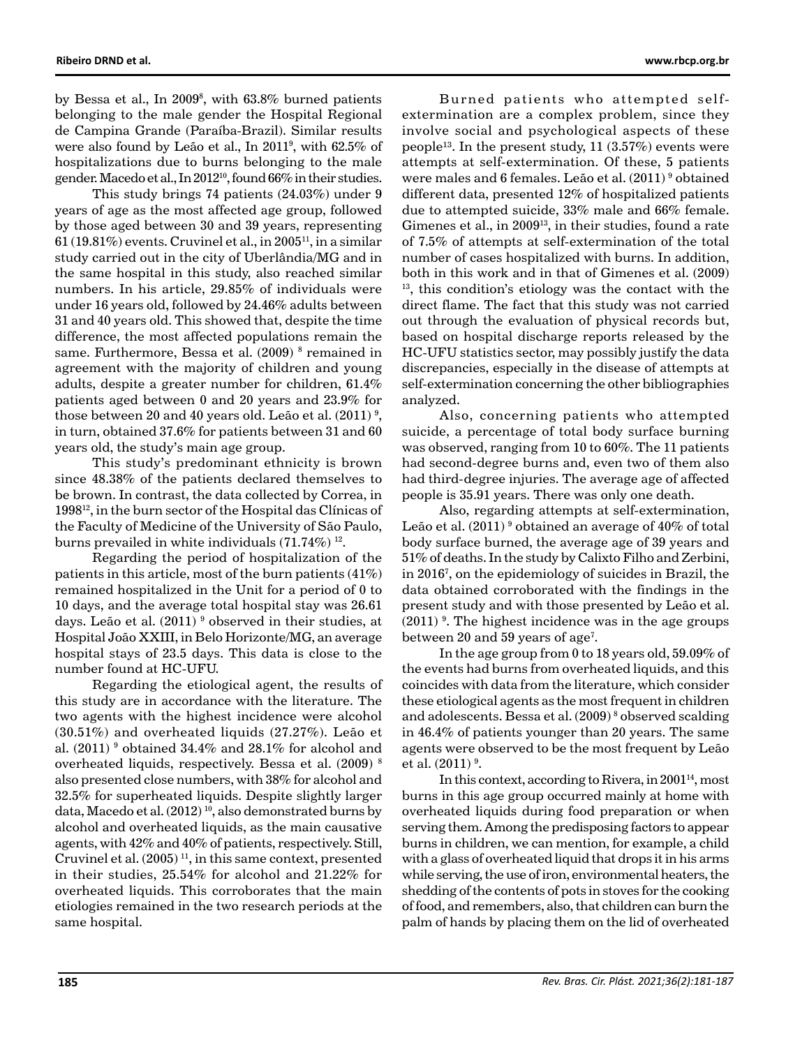by Bessa et al., In 2009[8], with 63.8% burned patients belonging to the male gender the Hospital Regional de Campina Grande (Paraíba-Brazil). Similar results were also found by Leão et al., In 2011[9], with 62.5% of hospitalizations due to burns belonging to the male gender. Macedo et al., In 2012[10], found 66% in their studies.

This study brings 74 patients (24.03%) under 9 years of age as the most affected age group, followed by those aged between 30 and 39 years, representing 61 (19.81%) events. Cruvinel et al., in 2005[11], in a similar study carried out in the city of Uberlândia/MG and in the same hospital in this study, also reached similar numbers. In his article, 29.85% of individuals were under 16 years old, followed by 24.46% adults between 31 and 40 years old. This showed that, despite the time difference, the most affected populations remain the same. Furthermore, Bessa et al. (2009) [8] remained in agreement with the majority of children and young adults, despite a greater number for children, 61.4% patients aged between 0 and 20 years and 23.9% for those between 20 and 40 years old. Leão et al. (2011) [9], in turn, obtained 37.6% for patients between 31 and 60 years old, the study's main age group.

This study's predominant ethnicity is brown since 48.38% of the patients declared themselves to be brown. In contrast, the data collected by Correa, in 1998[12], in the burn sector of the Hospital das Clínicas of the Faculty of Medicine of the University of São Paulo, burns prevailed in white individuals (71.74%) [12].

Regarding the period of hospitalization of the patients in this article, most of the burn patients (41%) remained hospitalized in the Unit for a period of 0 to 10 days, and the average total hospital stay was 26.61 days. Leão et al. (2011) [9] observed in their studies, at Hospital João XXIII, in Belo Horizonte/MG, an average hospital stays of 23.5 days. This data is close to the number found at HC-UFU.

Regarding the etiological agent, the results of this study are in accordance with the literature. The two agents with the highest incidence were alcohol (30.51%) and overheated liquids (27.27%). Leão et al. (2011) [9] obtained 34.4% and 28.1% for alcohol and overheated liquids, respectively. Bessa et al. (2009) [8] also presented close numbers, with 38% for alcohol and 32.5% for superheated liquids. Despite slightly larger data, Macedo et al. (2012) [10], also demonstrated burns by alcohol and overheated liquids, as the main causative agents, with 42% and 40% of patients, respectively. Still, Cruvinel et al. (2005) [11], in this same context, presented in their studies, 25.54% for alcohol and 21.22% for overheated liquids. This corroborates that the main etiologies remained in the two research periods at the same hospital.

Burned patients who attempted self-extermination are a complex problem, since they involve social and psychological aspects of these people[13]. In the present study, 11 (3.57%) events were attempts at self-extermination. Of these, 5 patients were males and 6 females. Leão et al. (2011) [9] obtained different data, presented 12% of hospitalized patients due to attempted suicide, 33% male and 66% female. Gimenes et al., in 2009[13], in their studies, found a rate of 7.5% of attempts at self-extermination of the total number of cases hospitalized with burns. In addition, both in this work and in that of Gimenes et al. (2009) [13], this condition's etiology was the contact with the direct flame. The fact that this study was not carried out through the evaluation of physical records but, based on hospital discharge reports released by the HC-UFU statistics sector, may possibly justify the data discrepancies, especially in the disease of attempts at self-extermination concerning the other bibliographies analyzed.

Also, concerning patients who attempted suicide, a percentage of total body surface burning was observed, ranging from 10 to 60%. The 11 patients had second-degree burns and, even two of them also had third-degree injuries. The average age of affected people is 35.91 years. There was only one death.

Also, regarding attempts at self-extermination, Leão et al. (2011) [9] obtained an average of 40% of total body surface burned, the average age of 39 years and 51% of deaths. In the study by Calixto Filho and Zerbini, in 2016[7], on the epidemiology of suicides in Brazil, the data obtained corroborated with the findings in the present study and with those presented by Leão et al. (2011) [9]. The highest incidence was in the age groups between 20 and 59 years of age[7].

In the age group from 0 to 18 years old, 59.09% of the events had burns from overheated liquids, and this coincides with data from the literature, which consider these etiological agents as the most frequent in children and adolescents. Bessa et al. (2009) [8] observed scalding in 46.4% of patients younger than 20 years. The same agents were observed to be the most frequent by Leão et al. (2011) [9].

In this context, according to Rivera, in 2001[14], most burns in this age group occurred mainly at home with overheated liquids during food preparation or when serving them. Among the predisposing factors to appear burns in children, we can mention, for example, a child with a glass of overheated liquid that drops it in his arms while serving, the use of iron, environmental heaters, the shedding of the contents of pots in stoves for the cooking of food, and remembers, also, that children can burn the palm of hands by placing them on the lid of overheated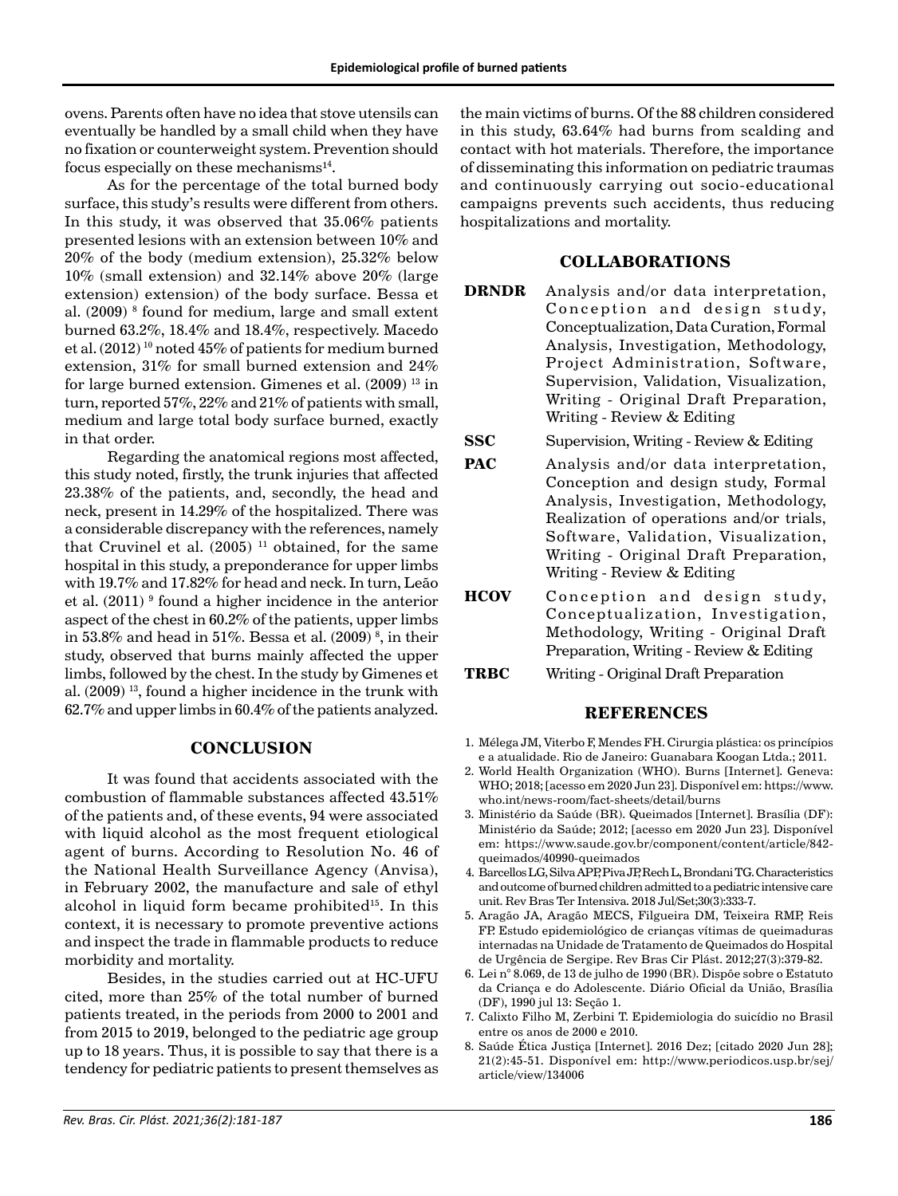ovens. Parents often have no idea that stove utensils can eventually be handled by a small child when they have no fixation or counterweight system. Prevention should focus especially on these mechanisms[14].

As for the percentage of the total burned body surface, this study's results were different from others. In this study, it was observed that 35.06% patients presented lesions with an extension between 10% and 20% of the body (medium extension), 25.32% below 10% (small extension) and 32.14% above 20% (large extension) extension) of the body surface. Bessa et al. (2009) [8] found for medium, large and small extent burned 63.2%, 18.4% and 18.4%, respectively. Macedo et al. (2012) [10] noted 45% of patients for medium burned extension, 31% for small burned extension and 24% for large burned extension. Gimenes et al. (2009) [13] in turn, reported 57%, 22% and 21% of patients with small, medium and large total body surface burned, exactly in that order.

Regarding the anatomical regions most affected, this study noted, firstly, the trunk injuries that affected 23.38% of the patients, and, secondly, the head and neck, present in 14.29% of the hospitalized. There was a considerable discrepancy with the references, namely that Cruvinel et al. (2005) [11] obtained, for the same hospital in this study, a preponderance for upper limbs with 19.7% and 17.82% for head and neck. In turn, Leão et al. (2011) [9] found a higher incidence in the anterior aspect of the chest in 60.2% of the patients, upper limbs in 53.8% and head in 51%. Bessa et al. (2009) [8], in their study, observed that burns mainly affected the upper limbs, followed by the chest. In the study by Gimenes et al. (2009) [13], found a higher incidence in the trunk with 62.7% and upper limbs in 60.4% of the patients analyzed.

## CONCLUSION

It was found that accidents associated with the combustion of flammable substances affected 43.51% of the patients and, of these events, 94 were associated with liquid alcohol as the most frequent etiological agent of burns. According to Resolution No. 46 of the National Health Surveillance Agency (Anvisa), in February 2002, the manufacture and sale of ethyl alcohol in liquid form became prohibited[15]. In this context, it is necessary to promote preventive actions and inspect the trade in flammable products to reduce morbidity and mortality.

Besides, in the studies carried out at HC-UFU cited, more than 25% of the total number of burned patients treated, in the periods from 2000 to 2001 and from 2015 to 2019, belonged to the pediatric age group up to 18 years. Thus, it is possible to say that there is a tendency for pediatric patients to present themselves as the main victims of burns. Of the 88 children considered in this study, 63.64% had burns from scalding and contact with hot materials. Therefore, the importance of disseminating this information on pediatric traumas and continuously carrying out socio-educational campaigns prevents such accidents, thus reducing hospitalizations and mortality.

## COLLABORATIONS

**DRNDR** Analysis and/or data interpretation, Conception and design study, Conceptualization, Data Curation, Formal Analysis, Investigation, Methodology, Project Administration, Software, Supervision, Validation, Visualization, Writing - Original Draft Preparation, Writing - Review & Editing

**SSC** Supervision, Writing - Review & Editing

**PAC** Analysis and/or data interpretation, Conception and design study, Formal Analysis, Investigation, Methodology, Realization of operations and/or trials, Software, Validation, Visualization, Writing - Original Draft Preparation, Writing - Review & Editing

**HCOV** Conception and design study, Conceptualization, Investigation, Methodology, Writing - Original Draft Preparation, Writing - Review & Editing

**TRBC** Writing - Original Draft Preparation

## REFERENCES

1. Mélega JM, Viterbo F, Mendes FH. Cirurgia plástica: os princípios e a atualidade. Rio de Janeiro: Guanabara Koogan Ltda.; 2011.
2. World Health Organization (WHO). Burns [Internet]. Geneva: WHO; 2018; [acesso em 2020 Jun 23]. Disponível em: https://www.who.int/news-room/fact-sheets/detail/burns
3. Ministério da Saúde (BR). Queimados [Internet]. Brasília (DF): Ministério da Saúde; 2012; [acesso em 2020 Jun 23]. Disponível em: https://www.saude.gov.br/component/content/article/842-queimados/40990-queimados
4. Barcellos LG, Silva APP, Piva JP, Rech L, Brondani TG. Characteristics and outcome of burned children admitted to a pediatric intensive care unit. Rev Bras Ter Intensiva. 2018 Jul/Set;30(3):333-7.
5. Aragão JA, Aragão MECS, Filgueira DM, Teixeira RMP, Reis FP. Estudo epidemiológico de crianças vítimas de queimaduras internadas na Unidade de Tratamento de Queimados do Hospital de Urgência de Sergipe. Rev Bras Cir Plást. 2012;27(3):379-82.
6. Lei n° 8.069, de 13 de julho de 1990 (BR). Dispõe sobre o Estatuto da Criança e do Adolescente. Diário Oficial da União, Brasília (DF), 1990 jul 13: Seção 1.
7. Calixto Filho M, Zerbini T. Epidemiologia do suicídio no Brasil entre os anos de 2000 e 2010.
8. Saúde Ética Justiça [Internet]. 2016 Dez; [citado 2020 Jun 28]; 21(2):45-51. Disponível em: http://www.periodicos.usp.br/sej/article/view/134006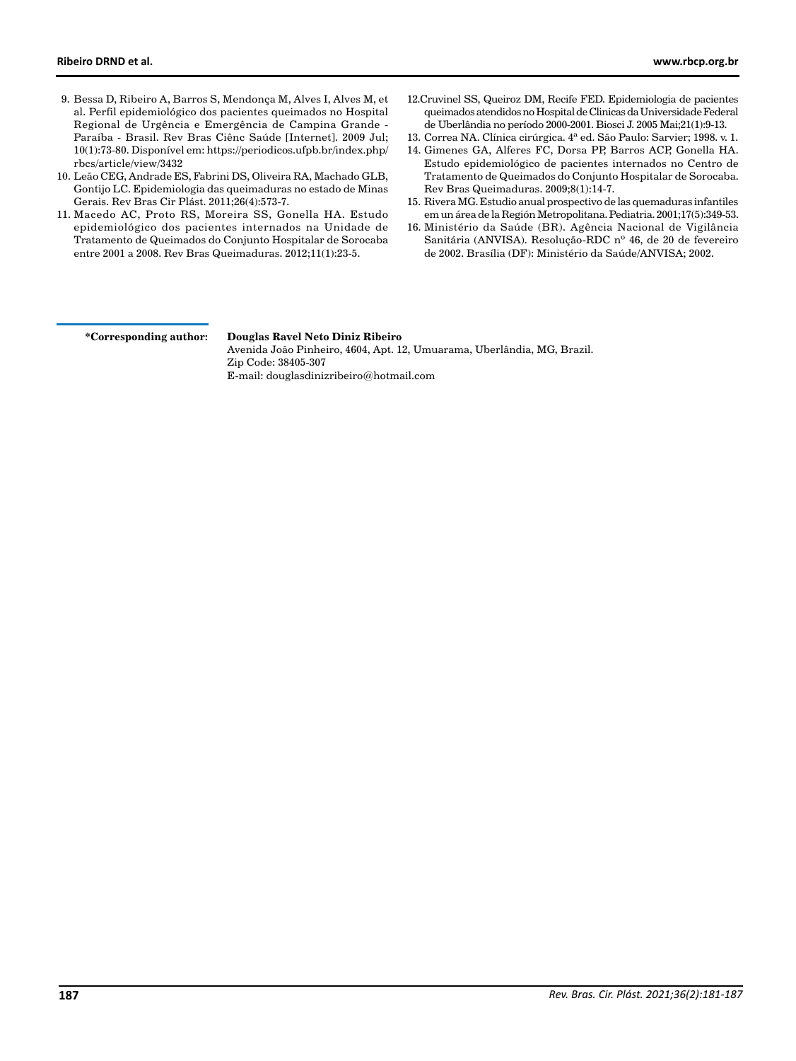9. Bessa D, Ribeiro A, Barros S, Mendonça M, Alves I, Alves M, et al. Perfil epidemiológico dos pacientes queimados no Hospital Regional de Urgência e Emergência de Campina Grande - Paraíba - Brasil. Rev Bras Ciênc Saúde [Internet]. 2009 Jul; 10(1):73-80. Disponível em: https://periodicos.ufpb.br/index.php/rbcs/article/view/3432
10. Leão CEG, Andrade ES, Fabrini DS, Oliveira RA, Machado GLB, Gontijo LC. Epidemiologia das queimaduras no estado de Minas Gerais. Rev Bras Cir Plást. 2011;26(4):573-7.
11. Macedo AC, Proto RS, Moreira SS, Gonella HA. Estudo epidemiológico dos pacientes internados na Unidade de Tratamento de Queimados do Conjunto Hospitalar de Sorocaba entre 2001 a 2008. Rev Bras Queimaduras. 2012;11(1):23-5.
12. Cruvinel SS, Queiroz DM, Recife FED. Epidemiologia de pacientes queimados atendidos no Hospital de Clinicas da Universidade Federal de Uberlândia no período 2000-2001. Biosci J. 2005 Mai;21(1):9-13.
13. Correa NA. Clínica cirúrgica. 4ª ed. São Paulo: Sarvier; 1998. v. 1.
14. Gimenes GA, Alferes FC, Dorsa PP, Barros ACP, Gonella HA. Estudo epidemiológico de pacientes internados no Centro de Tratamento de Queimados do Conjunto Hospitalar de Sorocaba. Rev Bras Queimaduras. 2009;8(1):14-7.
15. Rivera MG. Estudio anual prospectivo de las quemaduras infantiles en un área de la Región Metropolitana. Pediatria. 2001;17(5):349-53.
16. Ministério da Saúde (BR). Agência Nacional de Vigilância Sanitária (ANVISA). Resolução-RDC nº 46, de 20 de fevereiro de 2002. Brasília (DF): Ministério da Saúde/ANVISA; 2002.

**\*Corresponding author:** **Douglas Ravel Neto Diniz Ribeiro**

Avenida João Pinheiro, 4604, Apt. 12, Umuarama, Uberlândia, MG, Brazil.
Zip Code: 38405-307
E-mail: douglasdinizribeiro@hotmail.com